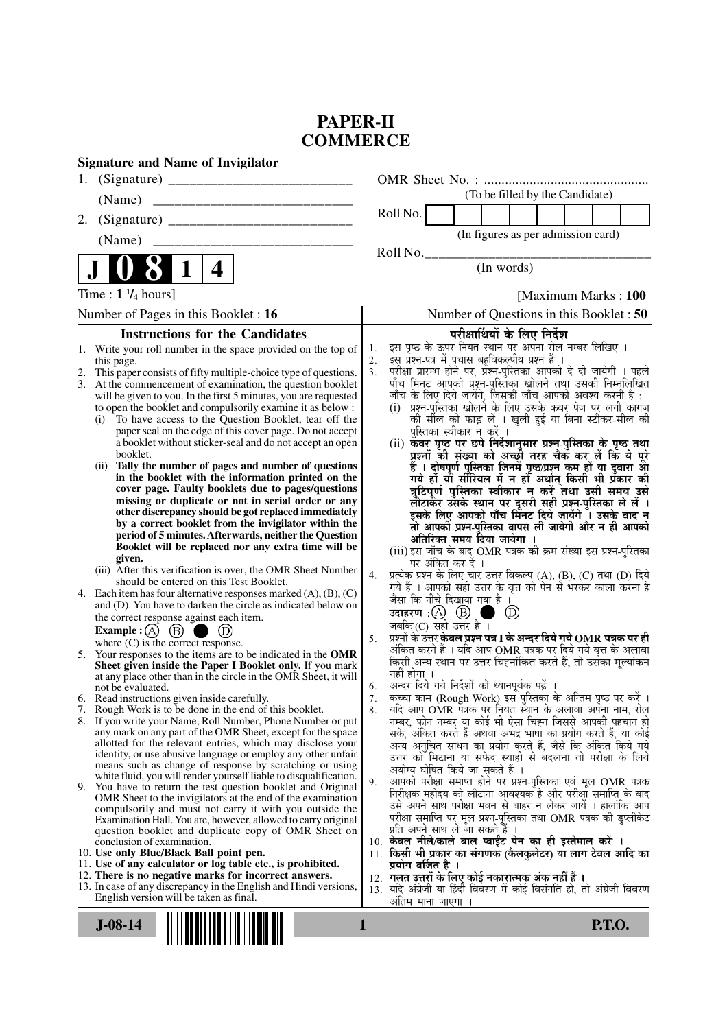# PAPER-II
# COMMERCE

**Signature and Name of Invigilator**

1. (Signature) ___________________________

   (Name) ___________________________

2. (Signature) ___________________________

   (Name) ___________________________

OMR Sheet No. : ...............................................

(To be filled by the Candidate)

Roll No. | | | | | | | | |

(In figures as per admission card)

Roll No.___________________________

(In words)

**J 0 8 1 4**

Time : **1 ¹/₄ hours**] [Maximum Marks : **100**

Number of Pages in this Booklet : 16

Number of Questions in this Booklet : 50

## Instructions for the Candidates

1. Write your roll number in the space provided on the top of this page.
2. This paper consists of fifty multiple-choice type of questions.
3. At the commencement of examination, the question booklet will be given to you. In the first 5 minutes, you are requested to open the booklet and compulsorily examine it as below :
   (i) To have access to the Question Booklet, tear off the paper seal on the edge of this cover page. Do not accept a booklet without sticker-seal and do not accept an open booklet.
   (ii) **Tally the number of pages and number of questions in the booklet with the information printed on the cover page. Faulty booklets due to pages/questions missing or duplicate or not in serial order or any other discrepancy should be got replaced immediately by a correct booklet from the invigilator within the period of 5 minutes. Afterwards, neither the Question Booklet will be replaced nor any extra time will be given.**
   (iii) After this verification is over, the OMR Sheet Number should be entered on this Test Booklet.
4. Each item has four alternative responses marked (A), (B), (C) and (D). You have to darken the circle as indicated below on the correct response against each item.
   **Example :** (A) (B) ● (D)
   where (C) is the correct response.
5. Your responses to the items are to be indicated in the **OMR Sheet given inside the Paper I Booklet only.** If you mark at any place other than in the circle in the OMR Sheet, it will not be evaluated.
6. Read instructions given inside carefully.
7. Rough Work is to be done in the end of this booklet.
8. If you write your Name, Roll Number, Phone Number or put any mark on any part of the OMR Sheet, except for the space allotted for the relevant entries, which may disclose your identity, or use abusive language or employ any other unfair means such as change of response by scratching or using white fluid, you will render yourself liable to disqualification.
9. You have to return the test question booklet and Original OMR Sheet to the invigilators at the end of the examination compulsorily and must not carry it with you outside the Examination Hall. You are, however, allowed to carry original question booklet and duplicate copy of OMR Sheet on conclusion of examination.
10. **Use only Blue/Black Ball point pen.**
11. **Use of any calculator or log table etc., is prohibited.**
12. **There is no negative marks for incorrect answers.**
13. In case of any discrepancy in the English and Hindi versions, English version will be taken as final.

## परीक्षार्थियों के लिए निर्देश

1. इस पृष्ठ के ऊपर नियत स्थान पर अपना रोल नम्बर लिखिए ।
2. इस प्रश्न-पत्र में पचास बहुविकल्पीय प्रश्न हैं ।
3. परीक्षा प्रारम्भ होने पर, प्रश्न-पुस्तिका आपको दे दी जायेगी । पहले पाँच मिनट आपको प्रश्न-पुस्तिका खोलने तथा उसकी निम्नलिखित जाँच के लिए दिये जायेंगे, जिसकी जाँच आपको अवश्य करनी है :
   (i) प्रश्न-पुस्तिका खोलने के लिए उसके कवर पेज पर लगी कागज की सील को फाड़ लें । खुली हुई या बिना स्टीकर-सील की पुस्तिका स्वीकार न करें ।
   (ii) **कवर पृष्ठ पर छपे निर्देशानुसार प्रश्न-पुस्तिका के पृष्ठ तथा प्रश्नों की संख्या को अच्छी तरह चैक कर लें कि ये पूरे हैं । दोषपूर्ण पुस्तिका जिनमें पृष्ठ/प्रश्न कम हों या दुबारा आ गये हों या सीरियल में न हों अर्थात् किसी भी प्रकार की त्रुटिपूर्ण पुस्तिका स्वीकार न करें तथा उसी समय उसे लौटाकर उसके स्थान पर दूसरी सही प्रश्न-पुस्तिका ले लें । इसके लिए आपको पाँच मिनट दिये जायेंगे । उसके बाद न तो आपकी प्रश्न-पुस्तिका वापस ली जायेगी और न ही आपको अतिरिक्त समय दिया जायेगा ।**
   (iii) इस जाँच के बाद OMR पत्रक की क्रम संख्या इस प्रश्न-पुस्तिका पर अंकित कर दें ।
4. प्रत्येक प्रश्न के लिए चार उत्तर विकल्प (A), (B), (C) तथा (D) दिये गये हैं । आपको सही उत्तर के वृत्त को पेन से भरकर काला करना है जैसा कि नीचे दिखाया गया है ।
   **उदाहरण :** (A) (B) ● (D)
   जबकि (C) सही उत्तर है ।
5. प्रश्नों के उत्तर **केवल प्रश्न पत्र I के अन्दर दिये गये OMR पत्रक पर ही** अंकित करने हैं । यदि आप OMR पत्रक पर दिये गये वृत्त के अलावा किसी अन्य स्थान पर उत्तर चिह्नांकित करते हैं, तो उसका मूल्यांकन नहीं होगा ।
6. अन्दर दिये गये निर्देशों को ध्यानपूर्वक पढ़ें ।
7. कच्चा काम (Rough Work) इस पुस्तिका के अन्तिम पृष्ठ पर करें ।
8. यदि आप OMR पत्रक पर नियत स्थान के अलावा अपना नाम, रोल नम्बर, फोन नम्बर या कोई भी ऐसा चिह्न जिससे आपकी पहचान हो सके, अंकित करते हैं अथवा अभद्र भाषा का प्रयोग करते हैं, या कोई अन्य अनुचित साधन का प्रयोग करते हैं, जैसे कि अंकित किये गये उत्तर को मिटाना या सफेद स्याही से बदलना तो परीक्षा के लिये अयोग्य घोषित किये जा सकते हैं ।
9. आपको परीक्षा समाप्त होने पर प्रश्न-पुस्तिका एवं मूल OMR पत्रक निरीक्षक महोदय को लौटाना आवश्यक है और परीक्षा समाप्ति के बाद उसे अपने साथ परीक्षा भवन से बाहर न लेकर जायें । हालांकि आप परीक्षा समाप्ति पर मूल प्रश्न-पुस्तिका तथा OMR पत्रक की डुप्लीकेट प्रति अपने साथ ले जा सकते हैं ।
10. **केवल नीले/काले बाल प्वाईंट पेन का ही इस्तेमाल करें ।**
11. **किसी भी प्रकार का संगणक (कैलकुलेटर) या लाग टेबल आदि का प्रयोग वर्जित है ।**
12. **गलत उत्तरों के लिए कोई नकारात्मक अंक नहीं हैं ।**
13. यदि अंग्रेजी या हिंदी विवरण में कोई विसंगति हो, तो अंग्रेजी विवरण अंतिम माना जाएगा ।

**J-08-14**

**P.T.O.**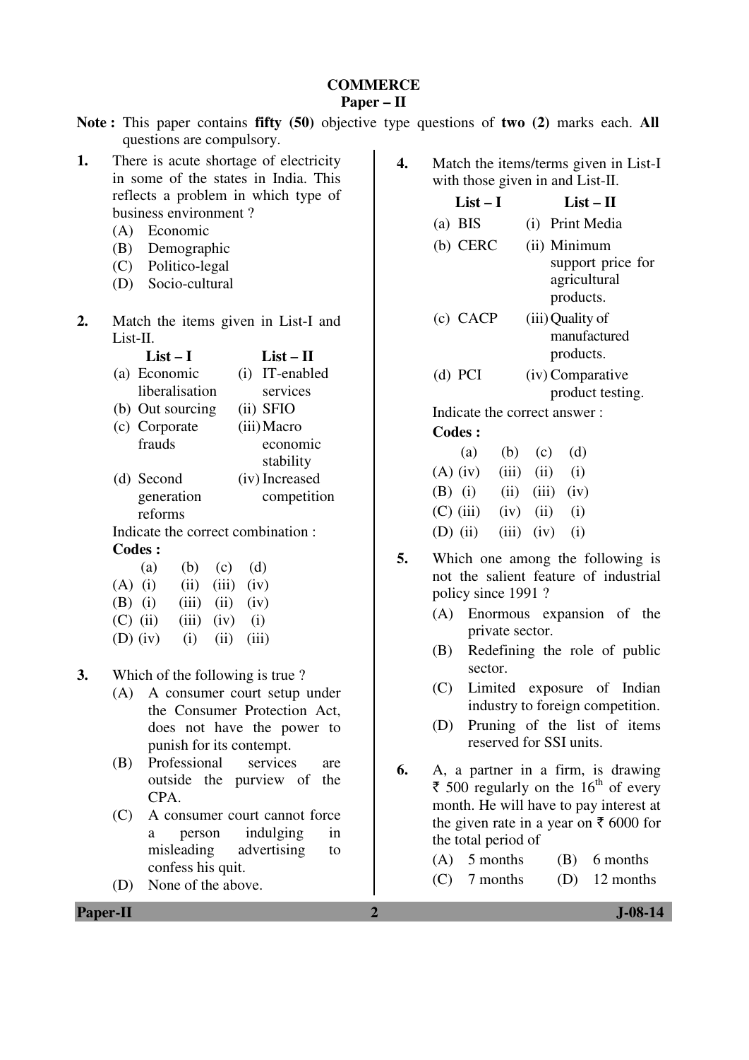# COMMERCE
## Paper – II

**Note :** This paper contains **fifty (50)** objective type questions of **two (2)** marks each. **All** questions are compulsory.

1. There is acute shortage of electricity in some of the states in India. This reflects a problem in which type of business environment ?
   - (A) Economic
   - (B) Demographic
   - (C) Politico-legal
   - (D) Socio-cultural

2. Match the items given in List-I and List-II.

| List – I | List – II |
|---|---|
| (a) Economic liberalisation | (i) IT-enabled services |
| (b) Out sourcing | (ii) SFIO |
| (c) Corporate frauds | (iii) Macro economic stability |
| (d) Second generation reforms | (iv) Increased competition |

Indicate the correct combination :

**Codes :**

| | (a) | (b) | (c) | (d) |
|---|---|---|---|---|
| (A) | (i) | (ii) | (iii) | (iv) |
| (B) | (i) | (iii) | (ii) | (iv) |
| (C) | (ii) | (iii) | (iv) | (i) |
| (D) | (iv) | (i) | (ii) | (iii) |

3. Which of the following is true ?
   - (A) A consumer court setup under the Consumer Protection Act, does not have the power to punish for its contempt.
   - (B) Professional services are outside the purview of the CPA.
   - (C) A consumer court cannot force a person indulging in misleading advertising to confess his quit.
   - (D) None of the above.

4. Match the items/terms given in List-I with those given in and List-II.

| List – I | List – II |
|---|---|
| (a) BIS | (i) Print Media |
| (b) CERC | (ii) Minimum support price for agricultural products. |
| (c) CACP | (iii) Quality of manufactured products. |
| (d) PCI | (iv) Comparative product testing. |

Indicate the correct answer :

**Codes :**

| | (a) | (b) | (c) | (d) |
|---|---|---|---|---|
| (A) | (iv) | (iii) | (ii) | (i) |
| (B) | (i) | (ii) | (iii) | (iv) |
| (C) | (iii) | (iv) | (ii) | (i) |
| (D) | (ii) | (iii) | (iv) | (i) |

5. Which one among the following is not the salient feature of industrial policy since 1991 ?
   - (A) Enormous expansion of the private sector.
   - (B) Redefining the role of public sector.
   - (C) Limited exposure of Indian industry to foreign competition.
   - (D) Pruning of the list of items reserved for SSI units.

6. A, a partner in a firm, is drawing ₹ 500 regularly on the 16th of every month. He will have to pay interest at the given rate in a year on ₹ 6000 for the total period of
   - (A) 5 months
   - (B) 6 months
   - (C) 7 months
   - (D) 12 months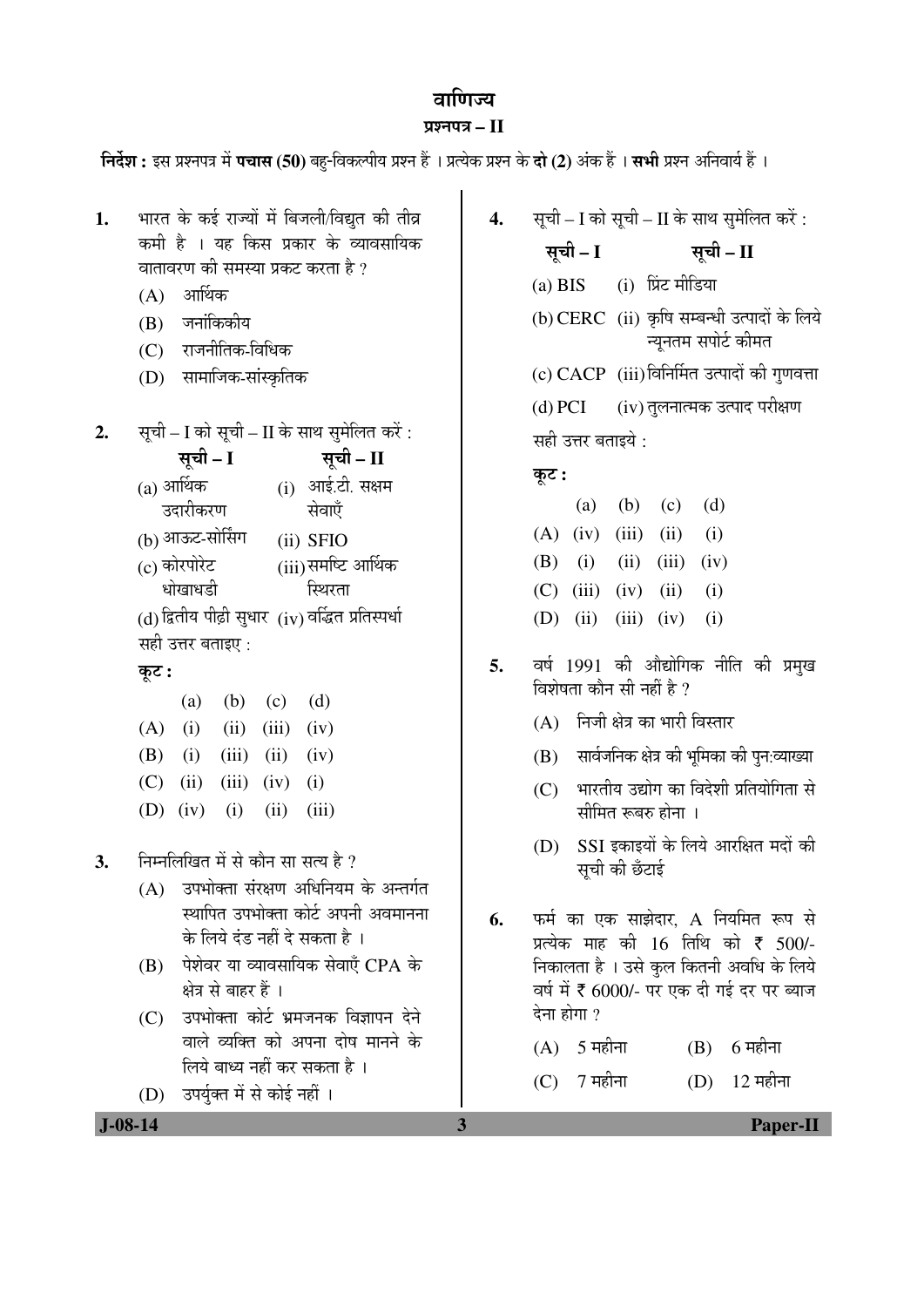# वाणिज्य

## प्रश्नपत्र – II

**निर्देश :** इस प्रश्नपत्र में **पचास (50)** बहु-विकल्पीय प्रश्न हैं । प्रत्येक प्रश्न के **दो (2)** अंक हैं । **सभी** प्रश्न अनिवार्य हैं ।

**1.** भारत के कई राज्यों में बिजली/विद्युत की तीव्र कमी है । यह किस प्रकार के व्यावसायिक वातावरण की समस्या प्रकट करता है ?

(A) आर्थिक

(B) जनांकिकीय

(C) राजनीतिक-विधिक

(D) सामाजिक-सांस्कृतिक

**2.** सूची – I को सूची – II के साथ सुमेलित करें :

| सूची – I | सूची – II |
|---|---|
| (a) आर्थिक उदारीकरण | (i) आई.टी. सक्षम सेवाएँ |
| (b) आऊट-सोर्सिंग | (ii) SFIO |
| (c) कोरपोरेट धोखाधडी | (iii) समष्टि आर्थिक स्थिरता |
| (d) द्वितीय पीढ़ी सुधार | (iv) वर्द्धित प्रतिस्पर्धा |

सही उत्तर बताइए :

**कूट :**

| | (a) | (b) | (c) | (d) |
|---|---|---|---|---|
| (A) | (i) | (ii) | (iii) | (iv) |
| (B) | (i) | (iii) | (ii) | (iv) |
| (C) | (ii) | (iii) | (iv) | (i) |
| (D) | (iv) | (i) | (ii) | (iii) |

**3.** निम्नलिखित में से कौन सा सत्य है ?

(A) उपभोक्ता संरक्षण अधिनियम के अन्तर्गत स्थापित उपभोक्ता कोर्ट अपनी अवमानना के लिये दंड नहीं दे सकता है ।

(B) पेशेवर या व्यावसायिक सेवाएँ CPA के क्षेत्र से बाहर हैं ।

(C) उपभोक्ता कोर्ट भ्रमजनक विज्ञापन देने वाले व्यक्ति को अपना दोष मानने के लिये बाध्य नहीं कर सकता है ।

(D) उपर्युक्त में से कोई नहीं ।

**4.** सूची – I को सूची – II के साथ सुमेलित करें :

| सूची – I | सूची – II |
|---|---|
| (a) BIS | (i) प्रिंट मीडिया |
| (b) CERC | (ii) कृषि सम्बन्धी उत्पादों के लिये न्यूनतम सपोर्ट कीमत |
| (c) CACP | (iii) विनिर्मित उत्पादों की गुणवत्ता |
| (d) PCI | (iv) तुलनात्मक उत्पाद परीक्षण |

सही उत्तर बताइये :

**कूट :**

| | (a) | (b) | (c) | (d) |
|---|---|---|---|---|
| (A) | (iv) | (iii) | (ii) | (i) |
| (B) | (i) | (ii) | (iii) | (iv) |
| (C) | (iii) | (iv) | (ii) | (i) |
| (D) | (ii) | (iii) | (iv) | (i) |

**5.** वर्ष 1991 की औद्योगिक नीति की प्रमुख विशेषता कौन सी नहीं है ?

(A) निजी क्षेत्र का भारी विस्तार

(B) सार्वजनिक क्षेत्र की भूमिका की पुनःव्याख्या

(C) भारतीय उद्योग का विदेशी प्रतियोगिता से सीमित रूबरु होना ।

(D) SSI इकाइयों के लिये आरक्षित मदों की सूची की छँटाई

**6.** फर्म का एक साझेदार, A नियमित रूप से प्रत्येक माह की 16 तिथि को ₹ 500/- निकालता है । उसे कुल कितनी अवधि के लिये वर्ष में ₹ 6000/- पर एक दी गई दर पर ब्याज देना होगा ?

(A) 5 महीना

(B) 6 महीना

(C) 7 महीना

(D) 12 महीना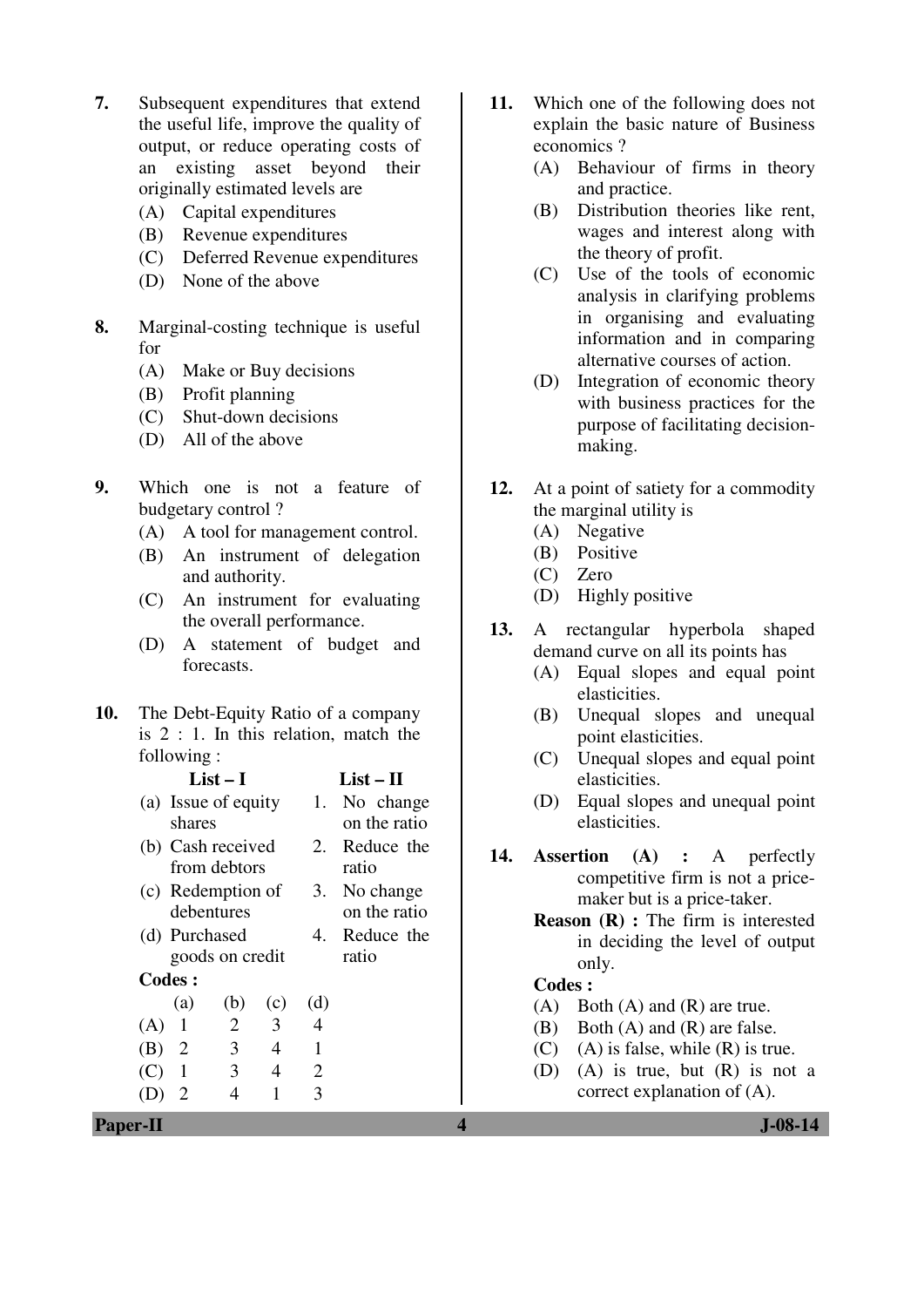7. Subsequent expenditures that extend the useful life, improve the quality of output, or reduce operating costs of an existing asset beyond their originally estimated levels are
   - (A) Capital expenditures
   - (B) Revenue expenditures
   - (C) Deferred Revenue expenditures
   - (D) None of the above

8. Marginal-costing technique is useful for
   - (A) Make or Buy decisions
   - (B) Profit planning
   - (C) Shut-down decisions
   - (D) All of the above

9. Which one is not a feature of budgetary control ?
   - (A) A tool for management control.
   - (B) An instrument of delegation and authority.
   - (C) An instrument for evaluating the overall performance.
   - (D) A statement of budget and forecasts.

10. The Debt-Equity Ratio of a company is 2 : 1. In this relation, match the following :

| List – I | List – II |
|---|---|
| (a) Issue of equity shares | 1. No change on the ratio |
| (b) Cash received from debtors | 2. Reduce the ratio |
| (c) Redemption of debentures | 3. No change on the ratio |
| (d) Purchased goods on credit | 4. Reduce the ratio |

**Codes :**

| | (a) | (b) | (c) | (d) |
|---|---|---|---|---|
| (A) | 1 | 2 | 3 | 4 |
| (B) | 2 | 3 | 4 | 1 |
| (C) | 1 | 3 | 4 | 2 |
| (D) | 2 | 4 | 1 | 3 |

11. Which one of the following does not explain the basic nature of Business economics ?
   - (A) Behaviour of firms in theory and practice.
   - (B) Distribution theories like rent, wages and interest along with the theory of profit.
   - (C) Use of the tools of economic analysis in clarifying problems in organising and evaluating information and in comparing alternative courses of action.
   - (D) Integration of economic theory with business practices for the purpose of facilitating decision-making.

12. At a point of satiety for a commodity the marginal utility is
   - (A) Negative
   - (B) Positive
   - (C) Zero
   - (D) Highly positive

13. A rectangular hyperbola shaped demand curve on all its points has
   - (A) Equal slopes and equal point elasticities.
   - (B) Unequal slopes and unequal point elasticities.
   - (C) Unequal slopes and equal point elasticities.
   - (D) Equal slopes and unequal point elasticities.

14. **Assertion (A) :** A perfectly competitive firm is not a price-maker but is a price-taker.

    **Reason (R) :** The firm is interested in deciding the level of output only.

    **Codes :**
   - (A) Both (A) and (R) are true.
   - (B) Both (A) and (R) are false.
   - (C) (A) is false, while (R) is true.
   - (D) (A) is true, but (R) is not a correct explanation of (A).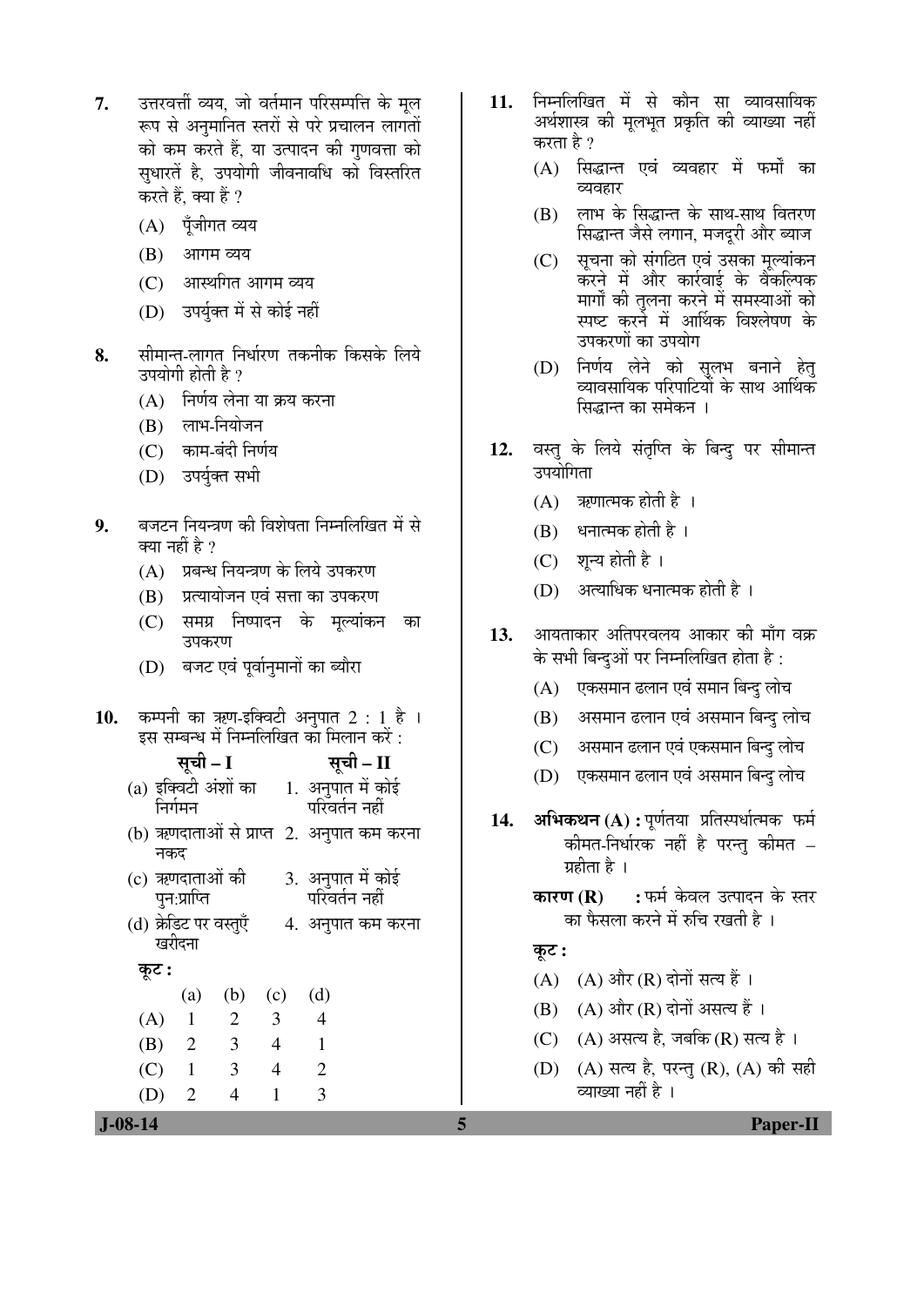7. उत्तरवर्ती व्यय, जो वर्तमान परिसम्पत्ति के मूल रूप से अनुमानित स्तरों से परे प्रचालन लागतों को कम करते हैं, या उत्पादन की गुणवत्ता को सुधारतें है, उपयोगी जीवनावधि को विस्तरित करते हैं, क्या हैं ?

   (A) पूँजीगत व्यय

   (B) आगम व्यय

   (C) आस्थगित आगम व्यय

   (D) उपर्युक्त में से कोई नहीं

8. सीमान्त-लागत निर्धारण तकनीक किसके लिये उपयोगी होती है ?

   (A) निर्णय लेना या क्रय करना

   (B) लाभ-नियोजन

   (C) काम-बंदी निर्णय

   (D) उपर्युक्त सभी

9. बजटन नियन्त्रण की विशेषता निम्नलिखित में से क्या नहीं है ?

   (A) प्रबन्ध नियन्त्रण के लिये उपकरण

   (B) प्रत्यायोजन एवं सत्ता का उपकरण

   (C) समग्र निष्पादन के मूल्यांकन का उपकरण

   (D) बजट एवं पूर्वानुमानों का ब्यौरा

10. कम्पनी का ऋण-इक्विटी अनुपात 2 : 1 है । इस सम्बन्ध में निम्नलिखित का मिलान करें :

| सूची – I | सूची – II |
|---|---|
| (a) इक्विटी अंशों का निर्गमन | 1. अनुपात में कोई परिवर्तन नहीं |
| (b) ऋणदाताओं से प्राप्त नकद | 2. अनुपात कम करना |
| (c) ऋणदाताओं की पुनःप्राप्ति | 3. अनुपात में कोई परिवर्तन नहीं |
| (d) क्रेडिट पर वस्तुएँ खरीदना | 4. अनुपात कम करना |

   **कूट :**

|  | (a) | (b) | (c) | (d) |
|---|---|---|---|---|
| (A) | 1 | 2 | 3 | 4 |
| (B) | 2 | 3 | 4 | 1 |
| (C) | 1 | 3 | 4 | 2 |
| (D) | 2 | 4 | 1 | 3 |

11. निम्नलिखित में से कौन सा व्यावसायिक अर्थशास्त्र की मूलभूत प्रकृति की व्याख्या नहीं करता है ?

   (A) सिद्धान्त एवं व्यवहार में फर्मों का व्यवहार

   (B) लाभ के सिद्धान्त के साथ-साथ वितरण सिद्धान्त जैसे लगान, मजदूरी और ब्याज

   (C) सूचना को संगठित एवं उसका मूल्यांकन करने में और कार्रवाई के वैकल्पिक मार्गों की तुलना करने में समस्याओं को स्पष्ट करने में आर्थिक विश्लेषण के उपकरणों का उपयोग

   (D) निर्णय लेने को सुलभ बनाने हेतु व्यावसायिक परिपाटियों के साथ आर्थिक सिद्धान्त का समेकन ।

12. वस्तु के लिये संतृप्ति के बिन्दु पर सीमान्त उपयोगिता

   (A) ऋणात्मक होती है ।

   (B) धनात्मक होती है ।

   (C) शून्य होती है ।

   (D) अत्याधिक धनात्मक होती है ।

13. आयताकार अतिपरवलय आकार की माँग वक्र के सभी बिन्दुओं पर निम्नलिखित होता है :

   (A) एकसमान ढलान एवं समान बिन्दु लोच

   (B) असमान ढलान एवं असमान बिन्दु लोच

   (C) असमान ढलान एवं एकसमान बिन्दु लोच

   (D) एकसमान ढलान एवं असमान बिन्दु लोच

14. **अभिकथन (A) :** पूर्णतया प्रतिस्पर्धात्मक फर्म कीमत-निर्धारक नहीं है परन्तु कीमत – ग्रहीता है ।

   **कारण (R) :** फर्म केवल उत्पादन के स्तर का फैसला करने में रुचि रखती है ।

   **कूट :**

   (A) (A) और (R) दोनों सत्य हैं ।

   (B) (A) और (R) दोनों असत्य हैं ।

   (C) (A) असत्य है, जबकि (R) सत्य है ।

   (D) (A) सत्य है, परन्तु (R), (A) की सही व्याख्या नहीं है ।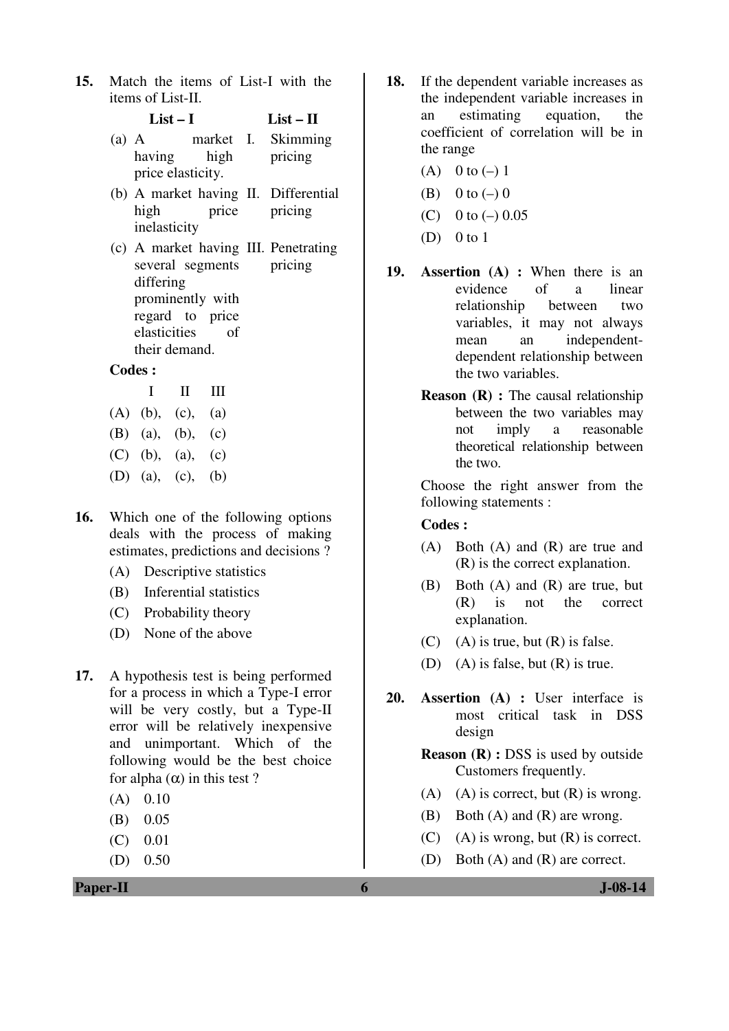15. Match the items of List-I with the items of List-II.

| List – I | List – II |
|---|---|
| (a) A market having high price elasticity. | I. Skimming pricing |
| (b) A market having high price inelasticity | II. Differential pricing |
| (c) A market having several segments differing prominently with regard to price elasticities of their demand. | III. Penetrating pricing |

**Codes :**

| | I | II | III |
|---|---|---|---|
| (A) | (b), | (c), | (a) |
| (B) | (a), | (b), | (c) |
| (C) | (b), | (a), | (c) |
| (D) | (a), | (c), | (b) |

16. Which one of the following options deals with the process of making estimates, predictions and decisions ?
    - (A) Descriptive statistics
    - (B) Inferential statistics
    - (C) Probability theory
    - (D) None of the above

17. A hypothesis test is being performed for a process in which a Type-I error will be very costly, but a Type-II error will be relatively inexpensive and unimportant. Which of the following would be the best choice for alpha ($\alpha$) in this test ?
    - (A) 0.10
    - (B) 0.05
    - (C) 0.01
    - (D) 0.50

18. If the dependent variable increases as the independent variable increases in an estimating equation, the coefficient of correlation will be in the range
    - (A) 0 to (–) 1
    - (B) 0 to (–) 0
    - (C) 0 to (–) 0.05
    - (D) 0 to 1

19. **Assertion (A) :** When there is an evidence of a linear relationship between two variables, it may not always mean an independent-dependent relationship between the two variables.

    **Reason (R) :** The causal relationship between the two variables may not imply a reasonable theoretical relationship between the two.

    Choose the right answer from the following statements :

    **Codes :**
    - (A) Both (A) and (R) are true and (R) is the correct explanation.
    - (B) Both (A) and (R) are true, but (R) is not the correct explanation.
    - (C) (A) is true, but (R) is false.
    - (D) (A) is false, but (R) is true.

20. **Assertion (A) :** User interface is most critical task in DSS design

    **Reason (R) :** DSS is used by outside Customers frequently.
    - (A) (A) is correct, but (R) is wrong.
    - (B) Both (A) and (R) are wrong.
    - (C) (A) is wrong, but (R) is correct.
    - (D) Both (A) and (R) are correct.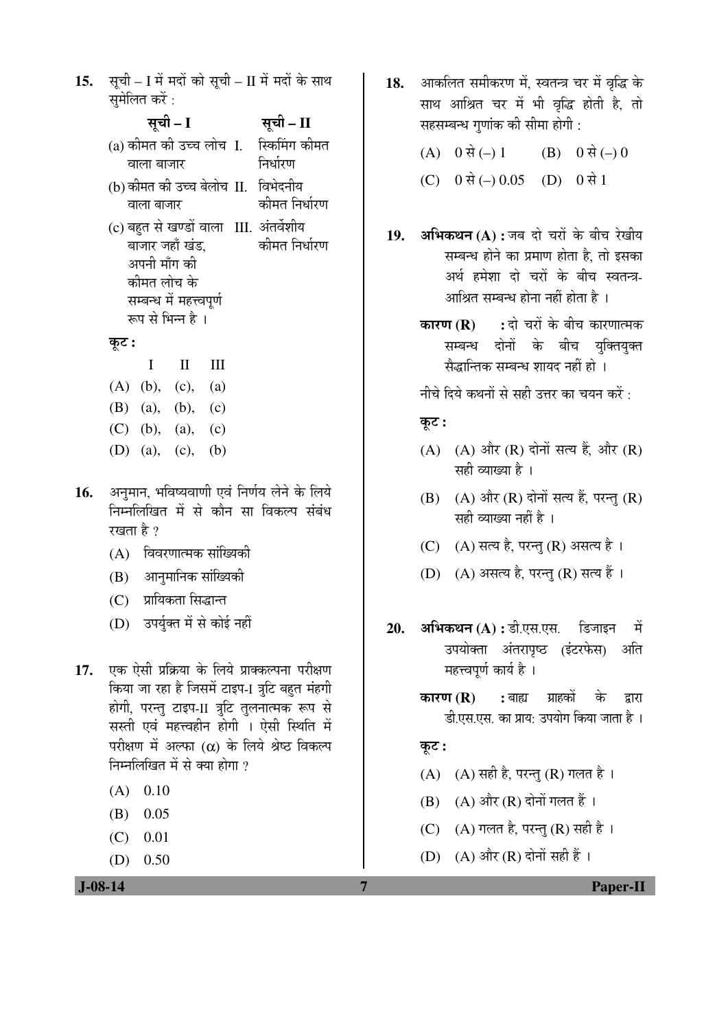15. सूची – I में मदों को सूची – II में मदों के साथ सुमेलित करें :

| सूची – I | सूची – II |
|---|---|
| (a) कीमत की उच्च लोच वाला बाजार | I. स्किमिंग कीमत निर्धारण |
| (b) कीमत की उच्च बेलोच वाला बाजार | II. विभेदनीय कीमत निर्धारण |
| (c) बहुत से खण्डों वाला बाजार जहाँ खंड, अपनी माँग की कीमत लोच के सम्बन्ध में महत्त्वपूर्ण रूप से भिन्न है । | III. अंतर्वेशीय कीमत निर्धारण |

**कूट :**

| | I | II | III |
|---|---|---|---|
| (A) | (b), | (c), | (a) |
| (B) | (a), | (b), | (c) |
| (C) | (b), | (a), | (c) |
| (D) | (a), | (c), | (b) |

16. अनुमान, भविष्यवाणी एवं निर्णय लेने के लिये निम्नलिखित में से कौन सा विकल्प संबंध रखता है ?
    - (A) विवरणात्मक सांख्यिकी
    - (B) आनुमानिक सांख्यिकी
    - (C) प्रायिकता सिद्धान्त
    - (D) उपर्युक्त में से कोई नहीं

17. एक ऐसी प्रक्रिया के लिये प्राक्कल्पना परीक्षण किया जा रहा है जिसमें टाइप-I त्रुटि बहुत मंहगी होगी, परन्तु टाइप-II त्रुटि तुलनात्मक रूप से सस्ती एवं महत्त्वहीन होगी । ऐसी स्थिति में परीक्षण में अल्फा ($\alpha$) के लिये श्रेष्ठ विकल्प निम्नलिखित में से क्या होगा ?
    - (A) 0.10
    - (B) 0.05
    - (C) 0.01
    - (D) 0.50

18. आकलित समीकरण में, स्वतन्त्र चर में वृद्धि के साथ आश्रित चर में भी वृद्धि होती है, तो सहसम्बन्ध गुणांक की सीमा होगी :
    - (A) 0 से (–) 1
    - (B) 0 से (–) 0
    - (C) 0 से (–) 0.05
    - (D) 0 से 1

19. **अभिकथन (A) :** जब दो चरों के बीच रेखीय सम्बन्ध होने का प्रमाण होता है, तो इसका अर्थ हमेशा दो चरों के बीच स्वतन्त्र-आश्रित सम्बन्ध होना नहीं होता है ।

    **कारण (R) :** दो चरों के बीच कारणात्मक सम्बन्ध दोनों के बीच युक्तियुक्त सैद्धान्तिक सम्बन्ध शायद नहीं हो ।

    नीचे दिये कथनों से सही उत्तर का चयन करें :

    **कूट :**
    - (A) (A) और (R) दोनों सत्य हैं, और (R) सही व्याख्या है ।
    - (B) (A) और (R) दोनों सत्य हैं, परन्तु (R) सही व्याख्या नहीं है ।
    - (C) (A) सत्य है, परन्तु (R) असत्य है ।
    - (D) (A) असत्य है, परन्तु (R) सत्य हैं ।

20. **अभिकथन (A) :** डी.एस.एस. डिजाइन में उपयोक्ता अंतरापृष्ठ (इंटरफेस) अति महत्त्वपूर्ण कार्य है ।

    **कारण (R) :** बाह्य ग्राहकों के द्वारा डी.एस.एस. का प्राय: उपयोग किया जाता है ।

    **कूट :**
    - (A) (A) सही है, परन्तु (R) गलत है ।
    - (B) (A) और (R) दोनों गलत हैं ।
    - (C) (A) गलत है, परन्तु (R) सही है ।
    - (D) (A) और (R) दोनों सही हैं ।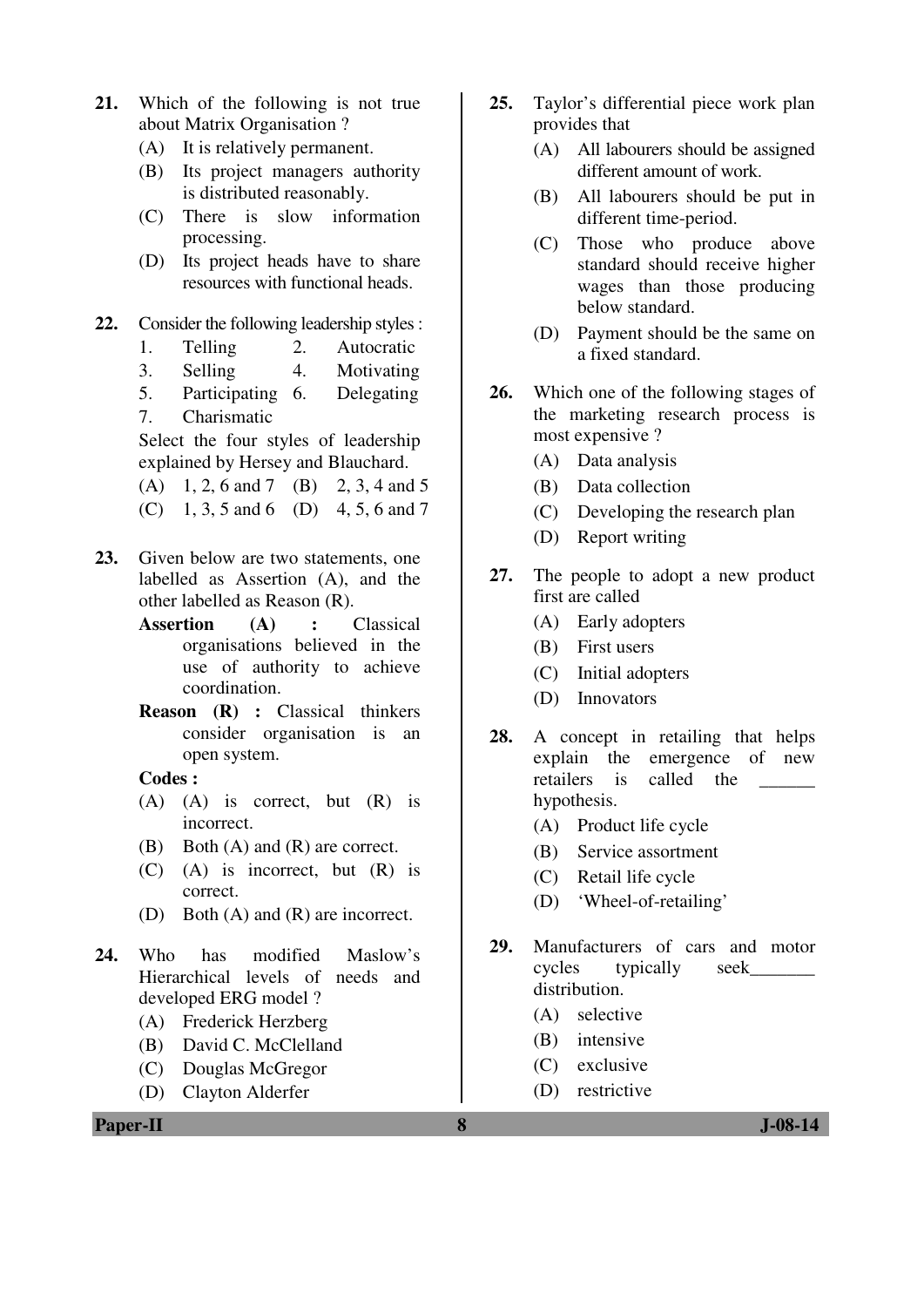21. Which of the following is not true about Matrix Organisation ?
    - (A) It is relatively permanent.
    - (B) Its project managers authority is distributed reasonably.
    - (C) There is slow information processing.
    - (D) Its project heads have to share resources with functional heads.

22. Consider the following leadership styles :

    | | | | |
    |---|---|---|---|
    | 1. | Telling | 2. | Autocratic |
    | 3. | Selling | 4. | Motivating |
    | 5. | Participating | 6. | Delegating |
    | 7. | Charismatic | | |

    Select the four styles of leadership explained by Hersey and Blauchard.
    - (A) 1, 2, 6 and 7
    - (B) 2, 3, 4 and 5
    - (C) 1, 3, 5 and 6
    - (D) 4, 5, 6 and 7

23. Given below are two statements, one labelled as Assertion (A), and the other labelled as Reason (R).

    **Assertion (A) :** Classical organisations believed in the use of authority to achieve coordination.

    **Reason (R) :** Classical thinkers consider organisation is an open system.

    **Codes :**
    - (A) (A) is correct, but (R) is incorrect.
    - (B) Both (A) and (R) are correct.
    - (C) (A) is incorrect, but (R) is correct.
    - (D) Both (A) and (R) are incorrect.

24. Who has modified Maslow's Hierarchical levels of needs and developed ERG model ?
    - (A) Frederick Herzberg
    - (B) David C. McClelland
    - (C) Douglas McGregor
    - (D) Clayton Alderfer

25. Taylor's differential piece work plan provides that
    - (A) All labourers should be assigned different amount of work.
    - (B) All labourers should be put in different time-period.
    - (C) Those who produce above standard should receive higher wages than those producing below standard.
    - (D) Payment should be the same on a fixed standard.

26. Which one of the following stages of the marketing research process is most expensive ?
    - (A) Data analysis
    - (B) Data collection
    - (C) Developing the research plan
    - (D) Report writing

27. The people to adopt a new product first are called
    - (A) Early adopters
    - (B) First users
    - (C) Initial adopters
    - (D) Innovators

28. A concept in retailing that helps explain the emergence of new retailers is called the ______ hypothesis.
    - (A) Product life cycle
    - (B) Service assortment
    - (C) Retail life cycle
    - (D) 'Wheel-of-retailing'

29. Manufacturers of cars and motor cycles typically seek_______ distribution.
    - (A) selective
    - (B) intensive
    - (C) exclusive
    - (D) restrictive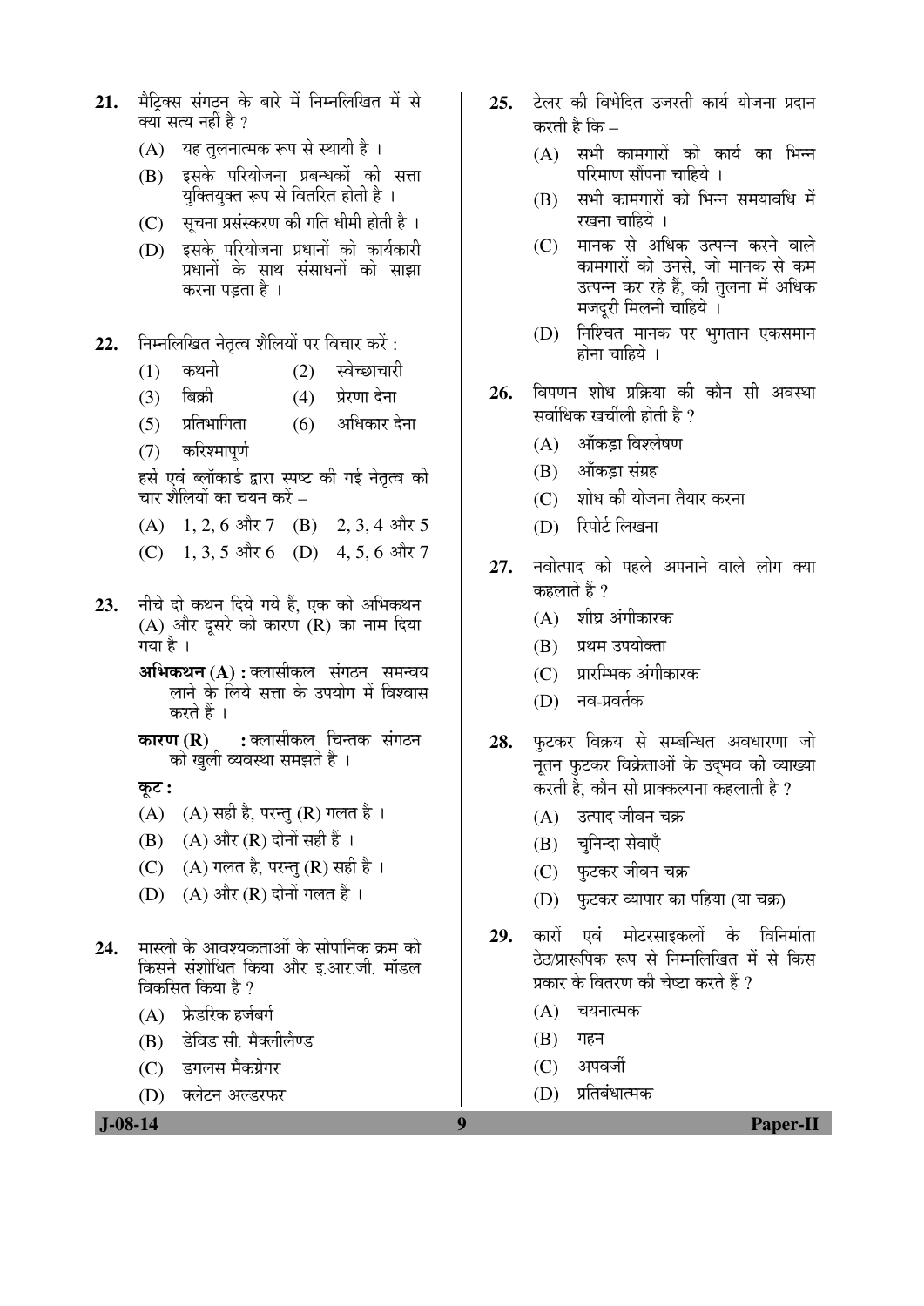21. मैट्रिक्स संगठन के बारे में निम्नलिखित में से क्या सत्य नहीं है ?
    (A) यह तुलनात्मक रूप से स्थायी है ।
    (B) इसके परियोजना प्रबन्धकों की सत्ता युक्तियुक्त रूप से वितरित होती है ।
    (C) सूचना प्रसंस्करण की गति धीमी होती है ।
    (D) इसके परियोजना प्रधानों को कार्यकारी प्रधानों के साथ संसाधनों को साझा करना पड़ता है ।

22. निम्नलिखित नेतृत्व शैलियों पर विचार करें :
    (1) कथनी (2) स्वेच्छाचारी
    (3) बिक्री (4) प्रेरणा देना
    (5) प्रतिभागिता (6) अधिकार देना
    (7) करिश्मापूर्ण
    हर्से एवं ब्लॉकार्ड द्वारा स्पष्ट की गई नेतृत्व की चार शैलियों का चयन करें –
    (A) 1, 2, 6 और 7 (B) 2, 3, 4 और 5
    (C) 1, 3, 5 और 6 (D) 4, 5, 6 और 7

23. नीचे दो कथन दिये गये हैं, एक को अभिकथन (A) और दूसरे को कारण (R) का नाम दिया गया है ।
    **अभिकथन (A) :** क्लासीकल संगठन समन्वय लाने के लिये सत्ता के उपयोग में विश्वास करते हैं ।
    **कारण (R) :** क्लासीकल चिन्तक संगठन को खुली व्यवस्था समझते हैं ।
    **कूट :**
    (A) (A) सही है, परन्तु (R) गलत है ।
    (B) (A) और (R) दोनों सही हैं ।
    (C) (A) गलत है, परन्तु (R) सही है ।
    (D) (A) और (R) दोनों गलत हैं ।

24. मास्लो के आवश्यकताओं के सोपानिक क्रम को किसने संशोधित किया और इ.आर.जी. मॉडल विकसित किया है ?
    (A) फ्रेडरिक हर्जबर्ग
    (B) डेविड सी. मैक्लीलैण्ड
    (C) डगलस मैकग्रेगर
    (D) क्लेटन अल्डरफर

25. टेलर की विभेदित उजरती कार्य योजना प्रदान करती है कि –
    (A) सभी कामगारों को कार्य का भिन्न परिमाण सौंपना चाहिये ।
    (B) सभी कामगारों को भिन्न समयावधि में रखना चाहिये ।
    (C) मानक से अधिक उत्पन्न करने वाले कामगारों को उनसे, जो मानक से कम उत्पन्न कर रहे हैं, की तुलना में अधिक मजदूरी मिलनी चाहिये ।
    (D) निश्चित मानक पर भुगतान एकसमान होना चाहिये ।

26. विपणन शोध प्रक्रिया की कौन सी अवस्था सर्वाधिक खर्चीली होती है ?
    (A) आँकड़ा विश्लेषण
    (B) आँकड़ा संग्रह
    (C) शोध की योजना तैयार करना
    (D) रिपोर्ट लिखना

27. नवोत्पाद को पहले अपनाने वाले लोग क्या कहलाते हैं ?
    (A) शीघ्र अंगीकारक
    (B) प्रथम उपयोक्ता
    (C) प्रारम्भिक अंगीकारक
    (D) नव-प्रवर्तक

28. फुटकर विक्रय से सम्बन्धित अवधारणा जो नूतन फुटकर विक्रेताओं के उद्भव की व्याख्या करती है, कौन सी प्राक्कल्पना कहलाती है ?
    (A) उत्पाद जीवन चक्र
    (B) चुनिन्दा सेवाएँ
    (C) फुटकर जीवन चक्र
    (D) फुटकर व्यापार का पहिया (या चक्र)

29. कारों एवं मोटरसाइकलों के विनिर्माता ठेठ/प्रारूपिक रूप से निम्नलिखित में से किस प्रकार के वितरण की चेष्टा करते हैं ?
    (A) चयनात्मक
    (B) गहन
    (C) अपवर्जी
    (D) प्रतिबंधात्मक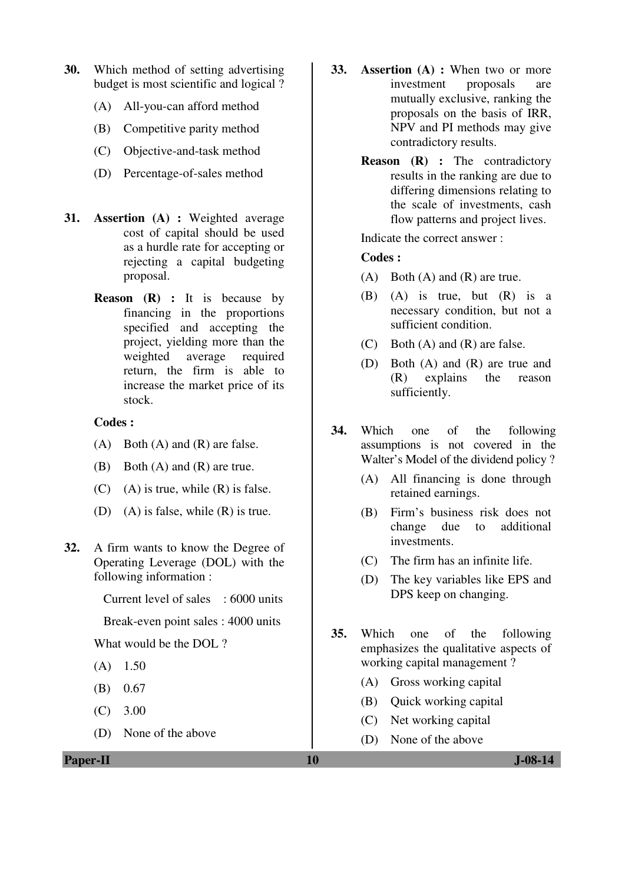30. Which method of setting advertising budget is most scientific and logical ?

    (A) All-you-can afford method

    (B) Competitive parity method

    (C) Objective-and-task method

    (D) Percentage-of-sales method

31. **Assertion (A) :** Weighted average cost of capital should be used as a hurdle rate for accepting or rejecting a capital budgeting proposal.

    **Reason (R) :** It is because by financing in the proportions specified and accepting the project, yielding more than the weighted average required return, the firm is able to increase the market price of its stock.

    **Codes :**

    (A) Both (A) and (R) are false.

    (B) Both (A) and (R) are true.

    (C) (A) is true, while (R) is false.

    (D) (A) is false, while (R) is true.

32. A firm wants to know the Degree of Operating Leverage (DOL) with the following information :

    Current level of sales : 6000 units

    Break-even point sales : 4000 units

    What would be the DOL ?

    (A) 1.50

    (B) 0.67

    (C) 3.00

    (D) None of the above

33. **Assertion (A) :** When two or more investment proposals are mutually exclusive, ranking the proposals on the basis of IRR, NPV and PI methods may give contradictory results.

    **Reason (R) :** The contradictory results in the ranking are due to differing dimensions relating to the scale of investments, cash flow patterns and project lives.

    Indicate the correct answer :

    **Codes :**

    (A) Both (A) and (R) are true.

    (B) (A) is true, but (R) is a necessary condition, but not a sufficient condition.

    (C) Both (A) and (R) are false.

    (D) Both (A) and (R) are true and (R) explains the reason sufficiently.

34. Which one of the following assumptions is not covered in the Walter's Model of the dividend policy ?

    (A) All financing is done through retained earnings.

    (B) Firm's business risk does not change due to additional investments.

    (C) The firm has an infinite life.

    (D) The key variables like EPS and DPS keep on changing.

35. Which one of the following emphasizes the qualitative aspects of working capital management ?

    (A) Gross working capital

    (B) Quick working capital

    (C) Net working capital

    (D) None of the above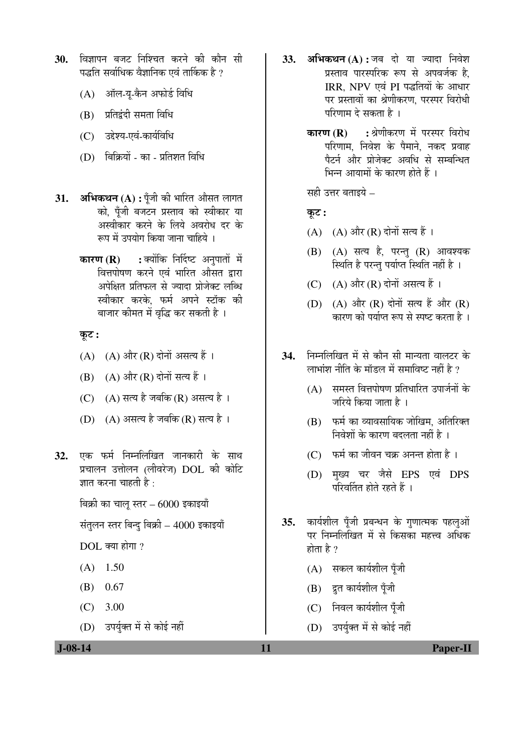30. विज्ञापन बजट निश्चित करने की कौन सी पद्धति सर्वाधिक वैज्ञानिक एवं तार्किक है ?

 (A) ऑल-यू-कैन अफोर्ड विधि

 (B) प्रतिद्वंदी समता विधि

 (C) उद्देश्य-एवं-कार्यविधि

 (D) बिक्रियों - का - प्रतिशत विधि

31. **अभिकथन (A) :** पूँजी की भारित औसत लागत को, पूँजी बजटन प्रस्ताव को स्वीकार या अस्वीकार करने के लिये अवरोध दर के रूप में उपयोग किया जाना चाहिये ।

 **कारण (R) :** क्योंकि निर्दिष्ट अनुपातों में वित्तपोषण करने एवं भारित औसत द्वारा अपेक्षित प्रतिफल से ज्यादा प्रोजेक्ट लब्धि स्वीकार करके, फर्म अपने स्टॉक की बाजार कीमत में वृद्धि कर सकती है ।

 **कूट :**

 (A) (A) और (R) दोनों असत्य हैं ।

 (B) (A) और (R) दोनों सत्य हैं ।

 (C) (A) सत्य है जबकि (R) असत्य है ।

 (D) (A) असत्य है जबकि (R) सत्य है ।

32. एक फर्म निम्नलिखित जानकारी के साथ प्रचालन उत्तोलन (लीवरेज) DOL की कोटि ज्ञात करना चाहती है :

 बिक्री का चालू स्तर – 6000 इकाइयाँ

 संतुलन स्तर बिन्दु बिक्री – 4000 इकाइयाँ

 DOL क्या होगा ?

 (A) 1.50

 (B) 0.67

 (C) 3.00

 (D) उपर्युक्त में से कोई नहीं

33. **अभिकथन (A) :** जब दो या ज्यादा निवेश प्रस्ताव पारस्परिक रूप से अपवर्जक है, IRR, NPV एवं PI पद्धतियों के आधार पर प्रस्तावों का श्रेणीकरण, परस्पर विरोधी परिणाम दे सकता है ।

 **कारण (R) :** श्रेणीकरण में परस्पर विरोध परिणाम, निवेश के पैमाने, नकद प्रवाह पैटर्न और प्रोजेक्ट अवधि से सम्बन्धित भिन्न आयामों के कारण होते हैं ।

 सही उत्तर बताइये –

 **कूट :**

 (A) (A) और (R) दोनों सत्य हैं ।

 (B) (A) सत्य है, परन्तु (R) आवश्यक स्थिति है परन्तु पर्याप्त स्थिति नहीं है ।

 (C) (A) और (R) दोनों असत्य हैं ।

 (D) (A) और (R) दोनों सत्य हैं और (R) कारण को पर्याप्त रूप से स्पष्ट करता है ।

34. निम्नलिखित में से कौन सी मान्यता वालटर के लाभांश नीति के मॉडल में समाविष्ट नहीं है ?

 (A) समस्त वित्तपोषण प्रतिधारित उपार्जनों के जरिये किया जाता है ।

 (B) फर्म का व्यावसायिक जोखिम, अतिरिक्त निवेशों के कारण बदलता नहीं है ।

 (C) फर्म का जीवन चक्र अनन्त होता है ।

 (D) मुख्य चर जैसे EPS एवं DPS परिवर्तित होते रहते हैं ।

35. कार्यशील पूँजी प्रबन्धन के गुणात्मक पहलुओं पर निम्नलिखित में से किसका महत्त्व अधिक होता है ?

 (A) सकल कार्यशील पूँजी

 (B) द्रुत कार्यशील पूँजी

 (C) निवल कार्यशील पूँजी

 (D) उपर्युक्त में से कोई नहीं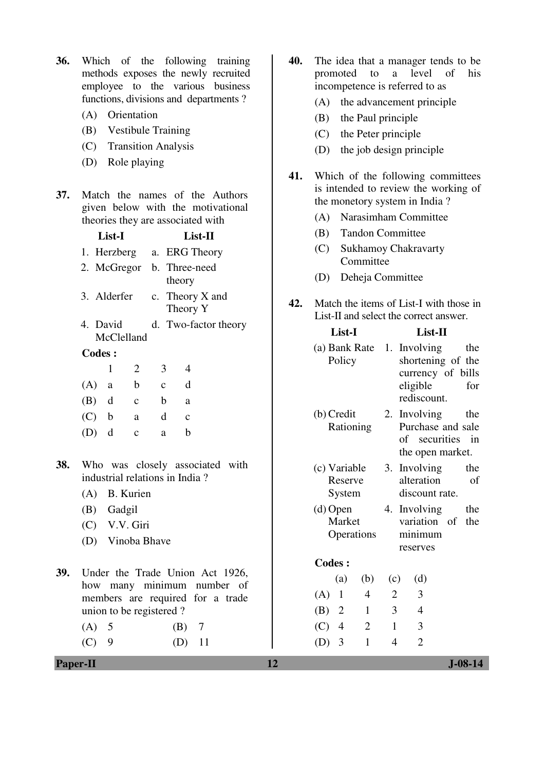36. Which of the following training methods exposes the newly recruited employee to the various business functions, divisions and departments ?

    (A) Orientation
    (B) Vestibule Training
    (C) Transition Analysis
    (D) Role playing

37. Match the names of the Authors given below with the motivational theories they are associated with

| List-I | List-II |
|---|---|
| 1. Herzberg | a. ERG Theory |
| 2. McGregor | b. Three-need theory |
| 3. Alderfer | c. Theory X and Theory Y |
| 4. David McClelland | d. Two-factor theory |

**Codes :**

| | 1 | 2 | 3 | 4 |
|---|---|---|---|---|
| (A) | a | b | c | d |
| (B) | d | c | b | a |
| (C) | b | a | d | c |
| (D) | d | c | a | b |

38. Who was closely associated with industrial relations in India ?

    (A) B. Kurien
    (B) Gadgil
    (C) V.V. Giri
    (D) Vinoba Bhave

39. Under the Trade Union Act 1926, how many minimum number of members are required for a trade union to be registered ?

    (A) 5
    (B) 7
    (C) 9
    (D) 11

40. The idea that a manager tends to be promoted to a level of his incompetence is referred to as

    (A) the advancement principle
    (B) the Paul principle
    (C) the Peter principle
    (D) the job design principle

41. Which of the following committees is intended to review the working of the monetory system in India ?

    (A) Narasimham Committee
    (B) Tandon Committee
    (C) Sukhamoy Chakravarty Committee
    (D) Deheja Committee

42. Match the items of List-I with those in List-II and select the correct answer.

| List-I | List-II |
|---|---|
| (a) Bank Rate Policy | 1. Involving the shortening of the currency of bills eligible for rediscount. |
| (b) Credit Rationing | 2. Involving the Purchase and sale of securities in the open market. |
| (c) Variable Reserve System | 3. Involving the alteration of discount rate. |
| (d) Open Market Operations | 4. Involving the variation of the minimum reserves |

**Codes :**

| | (a) | (b) | (c) | (d) |
|---|---|---|---|---|
| (A) | 1 | 4 | 2 | 3 |
| (B) | 2 | 1 | 3 | 4 |
| (C) | 4 | 2 | 1 | 3 |
| (D) | 3 | 1 | 4 | 2 |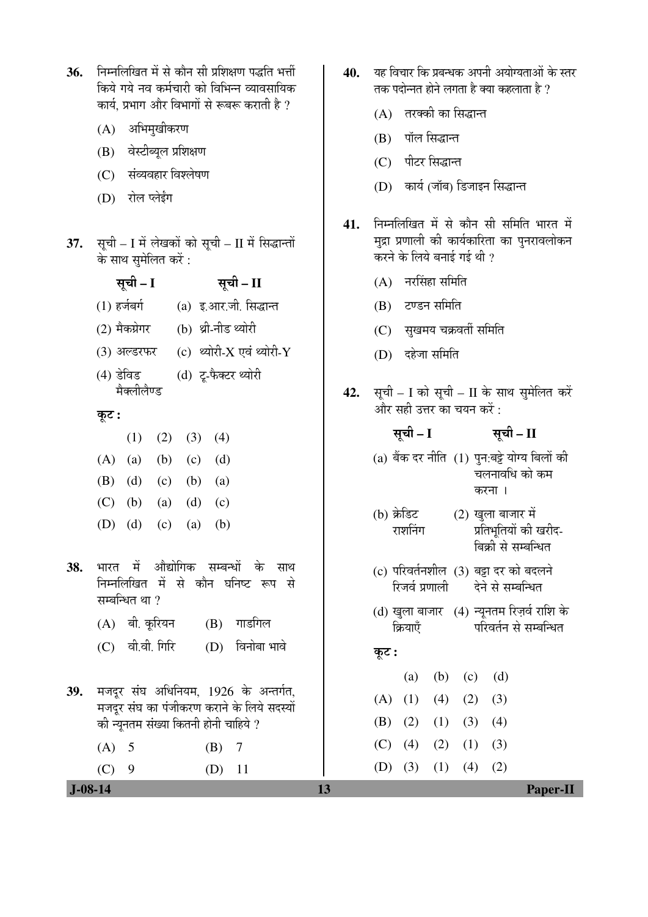36. निम्नलिखित में से कौन सी प्रशिक्षण पद्धति भर्त्ती किये गये नव कर्मचारी को विभिन्न व्यावसायिक कार्य, प्रभाग और विभागों से रूबरू कराती है ?

(A) अभिमुखीकरण
(B) वेस्टीब्यूल प्रशिक्षण
(C) संव्यवहार विश्लेषण
(D) रोल प्लेईंग

37. सूची – I में लेखकों को सूची – II में सिद्धान्तों के साथ सुमेलित करें :

| सूची – I | सूची – II |
|---|---|
| (1) हर्जबर्ग | (a) इ.आर.जी. सिद्धान्त |
| (2) मैकग्रेगर | (b) थ्री-नीड थ्योरी |
| (3) अल्डरफर | (c) थ्योरी-X एवं थ्योरी-Y |
| (4) डेविड मैक्लीलैण्ड | (d) टू-फैक्टर थ्योरी |

**कूट :**

| | (1) | (2) | (3) | (4) |
|---|---|---|---|---|
| (A) | (a) | (b) | (c) | (d) |
| (B) | (d) | (c) | (b) | (a) |
| (C) | (b) | (a) | (d) | (c) |
| (D) | (d) | (c) | (a) | (b) |

38. भारत में औद्योगिक सम्बन्धों के साथ निम्नलिखित में से कौन घनिष्ट रूप से सम्बन्धित था ?

(A) बी. कूरियन
(B) गाडगिल
(C) वी.वी. गिरि
(D) विनोबा भावे

39. मजदूर संघ अधिनियम, 1926 के अन्तर्गत, मजदूर संघ का पंजीकरण कराने के लिये सदस्यों की न्यूनतम संख्या कितनी होनी चाहिये ?

(A) 5
(B) 7
(C) 9
(D) 11

40. यह विचार कि प्रबन्धक अपनी अयोग्यताओं के स्तर तक पदोन्नत होने लगता है क्या कहलाता है ?

(A) तरक्की का सिद्धान्त
(B) पॉल सिद्धान्त
(C) पीटर सिद्धान्त
(D) कार्य (जॉब) डिजाइन सिद्धान्त

41. निम्नलिखित में से कौन सी समिति भारत में मुद्रा प्रणाली की कार्यकारिता का पुनरावलोकन करने के लिये बनाई गई थी ?

(A) नरसिंहा समिति
(B) टण्डन समिति
(C) सुखमय चक्रवर्ती समिति
(D) दहेजा समिति

42. सूची – I को सूची – II के साथ सुमेलित करें और सही उत्तर का चयन करें :

| सूची – I | सूची – II |
|---|---|
| (a) बैंक दर नीति | (1) पुनःबट्टे योग्य बिलों की चलनावधि को कम करना । |
| (b) क्रेडिट राशनिंग | (2) खुला बाजार में प्रतिभूतियों की खरीद-बिक्री से सम्बन्धित |
| (c) परिवर्तनशील रिजर्व प्रणाली | (3) बट्टा दर को बदलने देने से सम्बन्धित |
| (d) खुला बाजार क्रियाएँ | (4) न्यूनतम रिज़र्व राशि के परिवर्तन से सम्बन्धित |

**कूट :**

| | (a) | (b) | (c) | (d) |
|---|---|---|---|---|
| (A) | (1) | (4) | (2) | (3) |
| (B) | (2) | (1) | (3) | (4) |
| (C) | (4) | (2) | (1) | (3) |
| (D) | (3) | (1) | (4) | (2) |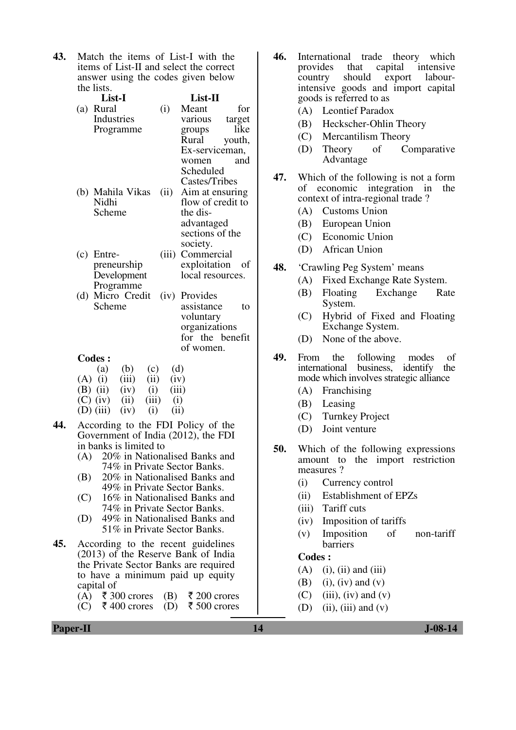**43.** Match the items of List-I with the items of List-II and select the correct answer using the codes given below the lists.

| List-I | List-II |
|---|---|
| (a) Rural Industries Programme | (i) Meant for various target groups like Rural youth, Ex-serviceman, women and Scheduled Castes/Tribes |
| (b) Mahila Vikas Nidhi Scheme | (ii) Aim at ensuring flow of credit to the dis-advantaged sections of the society. |
| (c) Entre-preneurship Development Programme | (iii) Commercial exploitation of local resources. |
| (d) Micro Credit Scheme | (iv) Provides assistance to voluntary organizations for the benefit of women. |

**Codes :**

| | (a) | (b) | (c) | (d) |
|---|---|---|---|---|
| (A) | (i) | (iii) | (ii) | (iv) |
| (B) | (ii) | (iv) | (i) | (iii) |
| (C) | (iv) | (ii) | (iii) | (i) |
| (D) | (iii) | (iv) | (i) | (ii) |

**44.** According to the FDI Policy of the Government of India (2012), the FDI in banks is limited to

(A) 20% in Nationalised Banks and 74% in Private Sector Banks.
(B) 20% in Nationalised Banks and 49% in Private Sector Banks.
(C) 16% in Nationalised Banks and 74% in Private Sector Banks.
(D) 49% in Nationalised Banks and 51% in Private Sector Banks.

**45.** According to the recent guidelines (2013) of the Reserve Bank of India the Private Sector Banks are required to have a minimum paid up equity capital of

(A) ₹ 300 crores (B) ₹ 200 crores
(C) ₹ 400 crores (D) ₹ 500 crores

**46.** International trade theory which provides that capital intensive country should export labour-intensive goods and import capital goods is referred to as

(A) Leontief Paradox
(B) Heckscher-Ohlin Theory
(C) Mercantilism Theory
(D) Theory of Comparative Advantage

**47.** Which of the following is not a form of economic integration in the context of intra-regional trade ?

(A) Customs Union
(B) European Union
(C) Economic Union
(D) African Union

**48.** 'Crawling Peg System' means

(A) Fixed Exchange Rate System.
(B) Floating Exchange Rate System.
(C) Hybrid of Fixed and Floating Exchange System.
(D) None of the above.

**49.** From the following modes of international business, identify the mode which involves strategic alliance

(A) Franchising
(B) Leasing
(C) Turnkey Project
(D) Joint venture

**50.** Which of the following expressions amount to the import restriction measures ?

(i) Currency control
(ii) Establishment of EPZs
(iii) Tariff cuts
(iv) Imposition of tariffs
(v) Imposition of non-tariff barriers

**Codes :**

(A) (i), (ii) and (iii)
(B) (i), (iv) and (v)
(C) (iii), (iv) and (v)
(D) (ii), (iii) and (v)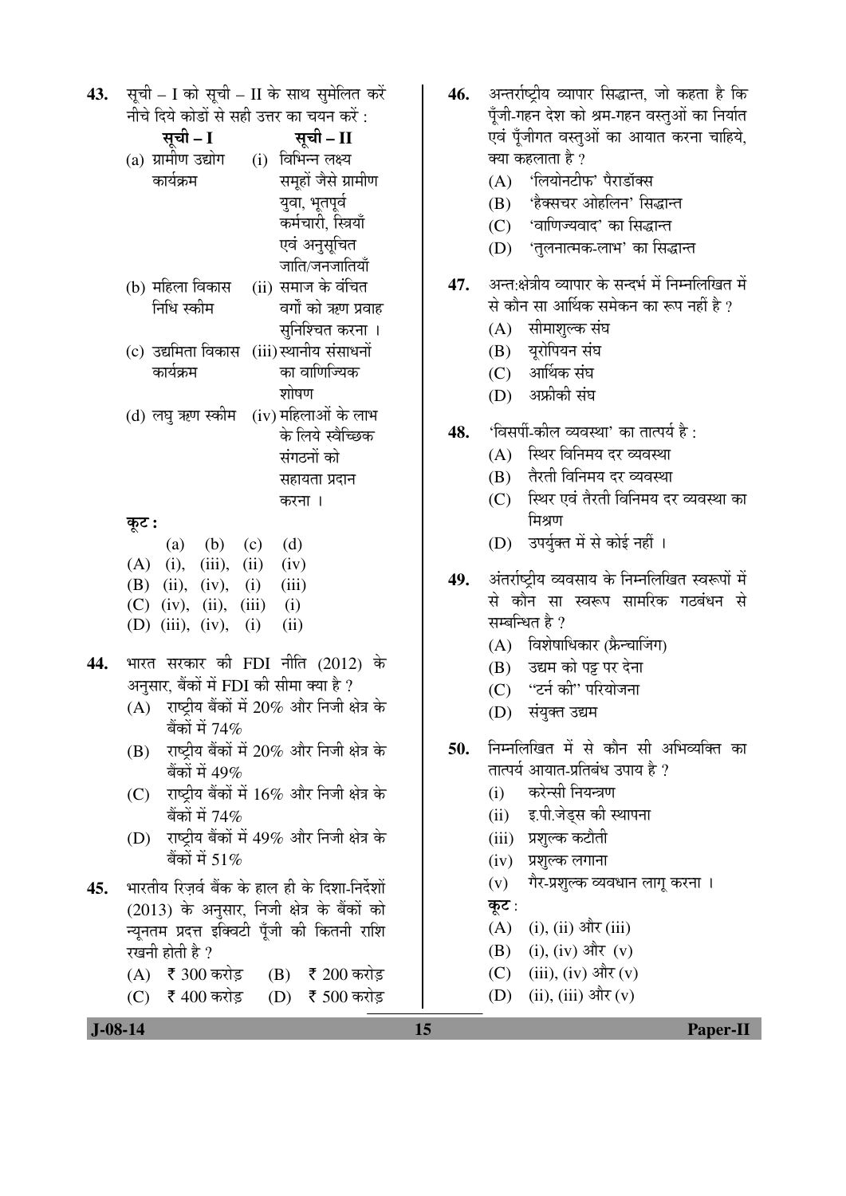**43.** सूची – I को सूची – II के साथ सुमेलित करें नीचे दिये कोडों से सही उत्तर का चयन करें :

| सूची – I | सूची – II |
|---|---|
| (a) ग्रामीण उद्योग कार्यक्रम | (i) विभिन्न लक्ष्य समूहों जैसे ग्रामीण युवा, भूतपूर्व कर्मचारी, स्त्रियाँ एवं अनुसूचित जाति/जनजातियाँ |
| (b) महिला विकास निधि स्कीम | (ii) समाज के वंचित वर्गों को ऋण प्रवाह सुनिश्चित करना । |
| (c) उद्यमिता विकास कार्यक्रम | (iii) स्थानीय संसाधनों का वाणिज्यिक शोषण |
| (d) लघु ऋण स्कीम | (iv) महिलाओं के लाभ के लिये स्वैच्छिक संगठनों को सहायता प्रदान करना । |

**कूट :**

| | (a) | (b) | (c) | (d) |
|---|---|---|---|---|
| (A) | (i), | (iii), | (ii) | (iv) |
| (B) | (ii), | (iv), | (i) | (iii) |
| (C) | (iv), | (ii), | (iii) | (i) |
| (D) | (iii), | (iv), | (i) | (ii) |

**44.** भारत सरकार की FDI नीति (2012) के अनुसार, बैंकों में FDI की सीमा क्या है ?

(A) राष्ट्रीय बैंकों में 20% और निजी क्षेत्र के बैंकों में 74%

(B) राष्ट्रीय बैंकों में 20% और निजी क्षेत्र के बैंकों में 49%

(C) राष्ट्रीय बैंकों में 16% और निजी क्षेत्र के बैंकों में 74%

(D) राष्ट्रीय बैंकों में 49% और निजी क्षेत्र के बैंकों में 51%

**45.** भारतीय रिज़र्व बैंक के हाल ही के दिशा-निर्देशों (2013) के अनुसार, निजी क्षेत्र के बैंकों को न्यूनतम प्रदत्त इक्विटी पूँजी की कितनी राशि रखनी होती है ?

(A) ₹ 300 करोड़ (B) ₹ 200 करोड़

(C) ₹ 400 करोड़ (D) ₹ 500 करोड़

**46.** अन्तर्राष्ट्रीय व्यापार सिद्धान्त, जो कहता है कि पूँजी-गहन देश को श्रम-गहन वस्तुओं का निर्यात एवं पूँजीगत वस्तुओं का आयात करना चाहिये, क्या कहलाता है ?

(A) 'लियोनटीफ' पैराडॉक्स

(B) 'हैक्सचर ओहलिन' सिद्धान्त

(C) 'वाणिज्यवाद' का सिद्धान्त

(D) 'तुलनात्मक-लाभ' का सिद्धान्त

**47.** अन्तःक्षेत्रीय व्यापार के सन्दर्भ में निम्नलिखित में से कौन सा आर्थिक समेकन का रूप नहीं है ?

(A) सीमाशुल्क संघ

(B) यूरोपियन संघ

(C) आर्थिक संघ

(D) अफ्रीकी संघ

**48.** 'विसर्पी-कील व्यवस्था' का तात्पर्य है :

(A) स्थिर विनिमय दर व्यवस्था

(B) तैरती विनिमय दर व्यवस्था

(C) स्थिर एवं तैरती विनिमय दर व्यवस्था का मिश्रण

(D) उपर्युक्त में से कोई नहीं ।

**49.** अंतर्राष्ट्रीय व्यवसाय के निम्नलिखित स्वरूपों में से कौन सा स्वरूप सामरिक गठबंधन से सम्बन्धित है ?

(A) विशेषाधिकार (फ्रैन्चाजिंग)

(B) उद्यम को पट्ट पर देना

(C) "टर्न की" परियोजना

(D) संयुक्त उद्यम

**50.** निम्नलिखित में से कौन सी अभिव्यक्ति का तात्पर्य आयात-प्रतिबंध उपाय है ?

(i) करेन्सी नियन्त्रण

(ii) इ.पी.जेड्स की स्थापना

(iii) प्रशुल्क कटौती

(iv) प्रशुल्क लगाना

(v) गैर-प्रशुल्क व्यवधान लागू करना ।

**कूट :**

(A) (i), (ii) और (iii)

(B) (i), (iv) और (v)

(C) (iii), (iv) और (v)

(D) (ii), (iii) और (v)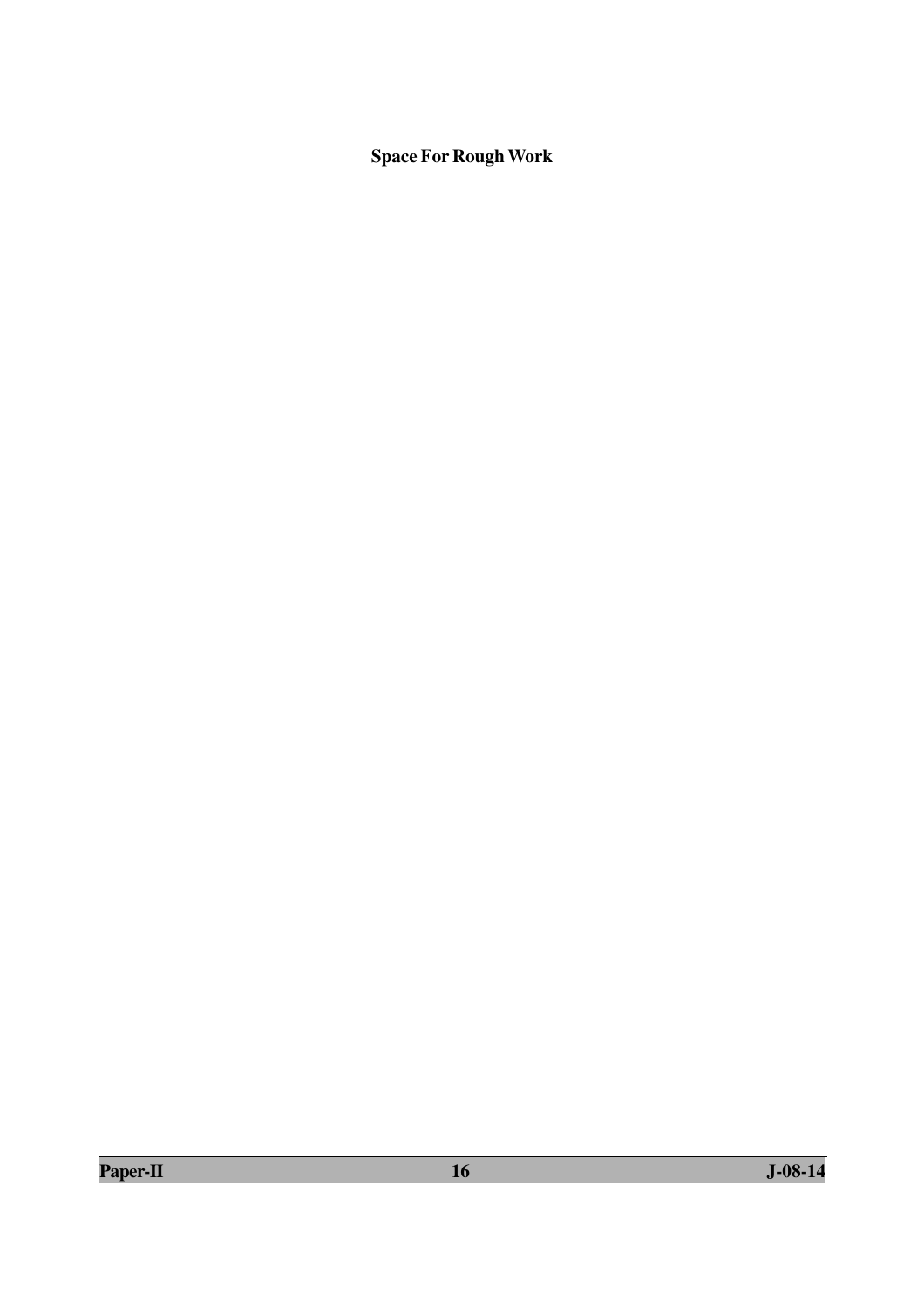**Space For Rough Work**